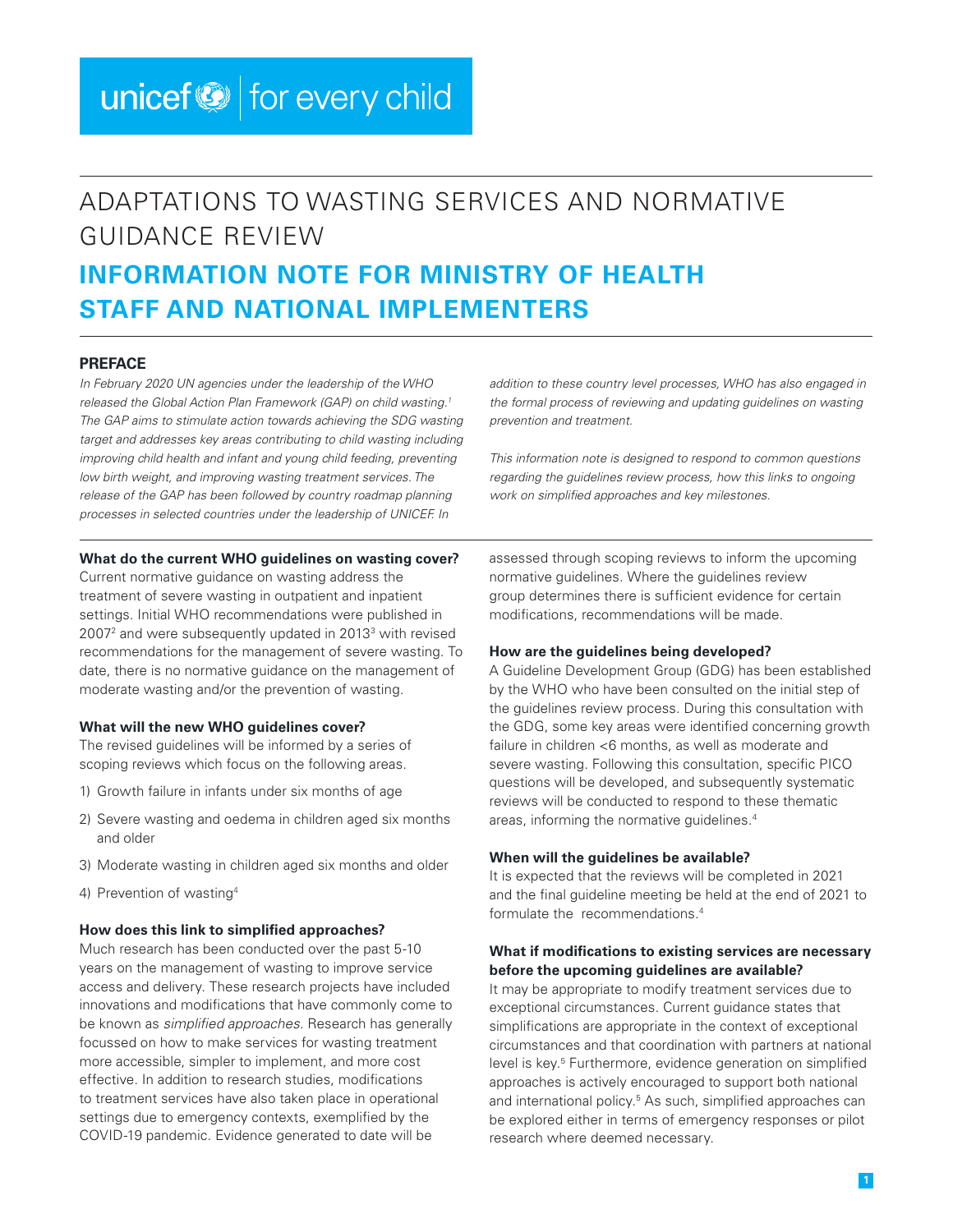unicef | for every child

# ADAPTATIONS TO WASTING SERVICES AND NORMATIVE GUIDANCE REVIEW

# INFORMATION NOTE FOR MINISTRY OF HEALTH STAFF AND NATIONAL IMPLEMENTERS

## PREFACE

*In February 2020 UN agencies under the leadership of the WHO released the Global Action Plan Framework (GAP) on child wasting.[1] The GAP aims to stimulate action towards achieving the SDG wasting target and addresses key areas contributing to child wasting including improving child health and infant and young child feeding, preventing low birth weight, and improving wasting treatment services. The release of the GAP has been followed by country roadmap planning processes in selected countries under the leadership of UNICEF. In addition to these country level processes, WHO has also engaged in the formal process of reviewing and updating guidelines on wasting prevention and treatment.*

*This information note is designed to respond to common questions regarding the guidelines review process, how this links to ongoing work on simplified approaches and key milestones.*

**What do the current WHO guidelines on wasting cover?**

Current normative guidance on wasting address the treatment of severe wasting in outpatient and inpatient settings. Initial WHO recommendations were published in 2007[2] and were subsequently updated in 2013[3] with revised recommendations for the management of severe wasting. To date, there is no normative guidance on the management of moderate wasting and/or the prevention of wasting.

**What will the new WHO guidelines cover?**

The revised guidelines will be informed by a series of scoping reviews which focus on the following areas.

1) Growth failure in infants under six months of age
2) Severe wasting and oedema in children aged six months and older
3) Moderate wasting in children aged six months and older
4) Prevention of wasting[4]

**How does this link to simplified approaches?**

Much research has been conducted over the past 5-10 years on the management of wasting to improve service access and delivery. These research projects have included innovations and modifications that have commonly come to be known as *simplified approaches*. Research has generally focussed on how to make services for wasting treatment more accessible, simpler to implement, and more cost effective. In addition to research studies, modifications to treatment services have also taken place in operational settings due to emergency contexts, exemplified by the COVID-19 pandemic. Evidence generated to date will be assessed through scoping reviews to inform the upcoming normative guidelines. Where the guidelines review group determines there is sufficient evidence for certain modifications, recommendations will be made.

**How are the guidelines being developed?**

A Guideline Development Group (GDG) has been established by the WHO who have been consulted on the initial step of the guidelines review process. During this consultation with the GDG, some key areas were identified concerning growth failure in children <6 months, as well as moderate and severe wasting. Following this consultation, specific PICO questions will be developed, and subsequently systematic reviews will be conducted to respond to these thematic areas, informing the normative guidelines.[4]

**When will the guidelines be available?**

It is expected that the reviews will be completed in 2021 and the final guideline meeting be held at the end of 2021 to formulate the recommendations.[4]

**What if modifications to existing services are necessary before the upcoming guidelines are available?**

It may be appropriate to modify treatment services due to exceptional circumstances. Current guidance states that simplifications are appropriate in the context of exceptional circumstances and that coordination with partners at national level is key.[5] Furthermore, evidence generation on simplified approaches is actively encouraged to support both national and international policy.[5] As such, simplified approaches can be explored either in terms of emergency responses or pilot research where deemed necessary.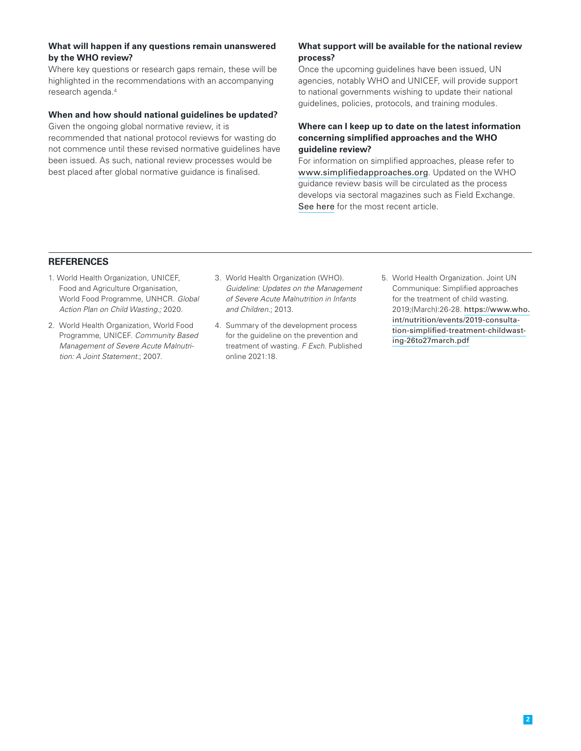### What will happen if any questions remain unanswered by the WHO review?

Where key questions or research gaps remain, these will be highlighted in the recommendations with an accompanying research agenda.[4]

### When and how should national guidelines be updated?

Given the ongoing global normative review, it is recommended that national protocol reviews for wasting do not commence until these revised normative guidelines have been issued. As such, national review processes would be best placed after global normative guidance is finalised.

### What support will be available for the national review process?

Once the upcoming guidelines have been issued, UN agencies, notably WHO and UNICEF, will provide support to national governments wishing to update their national guidelines, policies, protocols, and training modules.

### Where can I keep up to date on the latest information concerning simplified approaches and the WHO guideline review?

For information on simplified approaches, please refer to www.simplifiedapproaches.org. Updated on the WHO guidance review basis will be circulated as the process develops via sectoral magazines such as Field Exchange. See here for the most recent article.

## REFERENCES

1. World Health Organization, UNICEF, Food and Agriculture Organisation, World Food Programme, UNHCR. *Global Action Plan on Child Wasting.*; 2020.
2. World Health Organization, World Food Programme, UNICEF. *Community Based Management of Severe Acute Malnutrition: A Joint Statement.*; 2007.
3. World Health Organization (WHO). *Guideline: Updates on the Management of Severe Acute Malnutrition in Infants and Children.*; 2013.
4. Summary of the development process for the guideline on the prevention and treatment of wasting. *F Exch.* Published online 2021:18.
5. World Health Organization. Joint UN Communique: Simplified approaches for the treatment of child wasting. 2019;(March):26-28. https://www.who.int/nutrition/events/2019-consultation-simplified-treatment-childwasting-26to27march.pdf